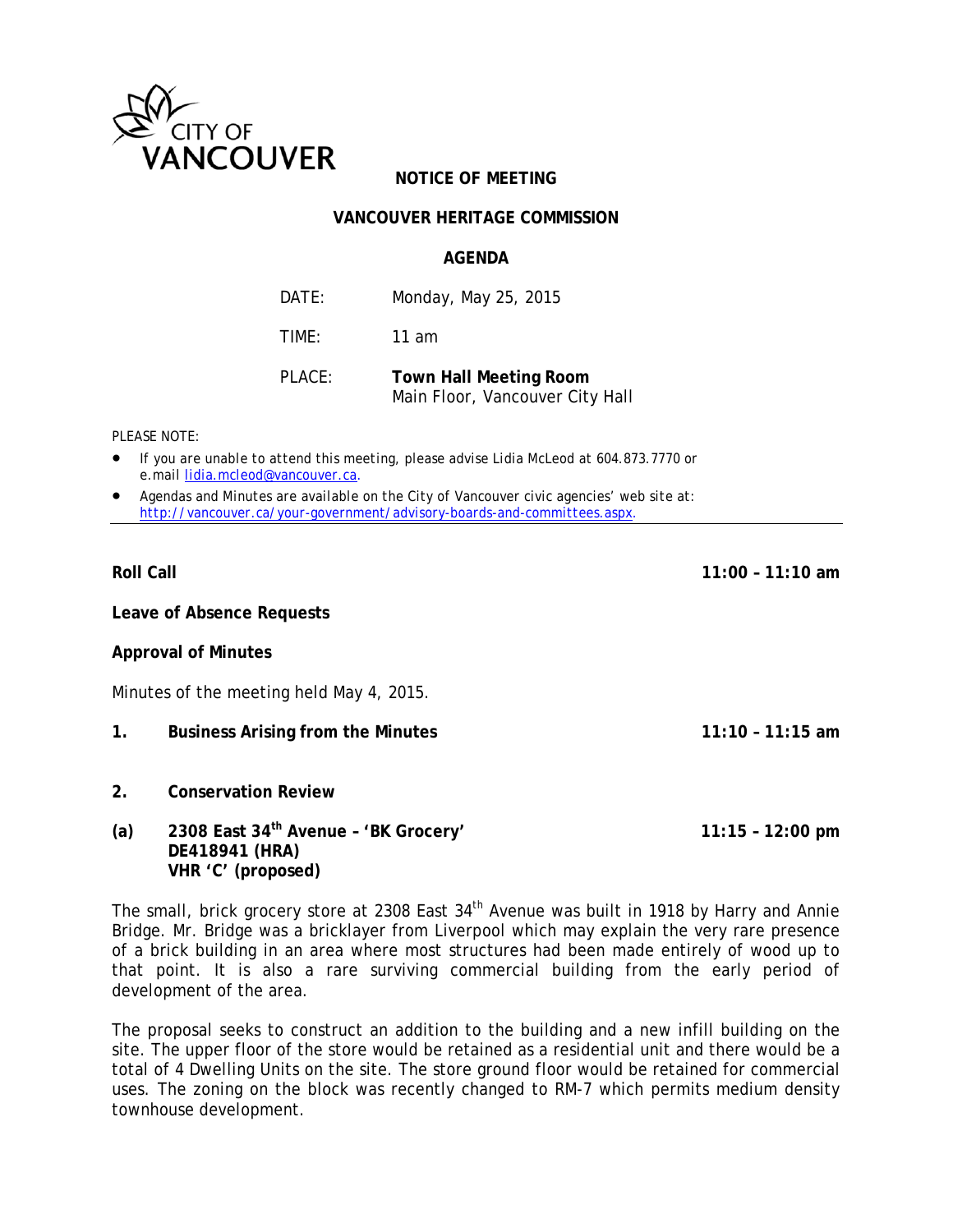CITY OF VANCOUVER

# NOTICE OF MEETING

## VANCOUVER HERITAGE COMMISSION

### AGENDA

| | |
|---|---|
| DATE: | Monday, May 25, 2015 |
| TIME: | 11 am |
| PLACE: | **Town Hall Meeting Room** Main Floor, Vancouver City Hall |

PLEASE NOTE:

- If you are unable to attend this meeting, please advise Lidia McLeod at 604.873.7770 or e.mail lidia.mcleod@vancouver.ca.
- Agendas and Minutes are available on the City of Vancouver civic agencies' web site at: http://vancouver.ca/your-government/advisory-boards-and-committees.aspx.

---

**Roll Call** **11:00 – 11:10 am**

**Leave of Absence Requests**

**Approval of Minutes**

Minutes of the meeting held May 4, 2015.

**1. Business Arising from the Minutes** **11:10 – 11:15 am**

**2. Conservation Review**

**(a) 2308 East 34th Avenue – 'BK Grocery'** **11:15 – 12:00 pm**
**DE418941 (HRA)**
**VHR 'C' (proposed)**

The small, brick grocery store at 2308 East 34th Avenue was built in 1918 by Harry and Annie Bridge. Mr. Bridge was a bricklayer from Liverpool which may explain the very rare presence of a brick building in an area where most structures had been made entirely of wood up to that point. It is also a rare surviving commercial building from the early period of development of the area.

The proposal seeks to construct an addition to the building and a new infill building on the site. The upper floor of the store would be retained as a residential unit and there would be a total of 4 Dwelling Units on the site. The store ground floor would be retained for commercial uses. The zoning on the block was recently changed to RM-7 which permits medium density townhouse development.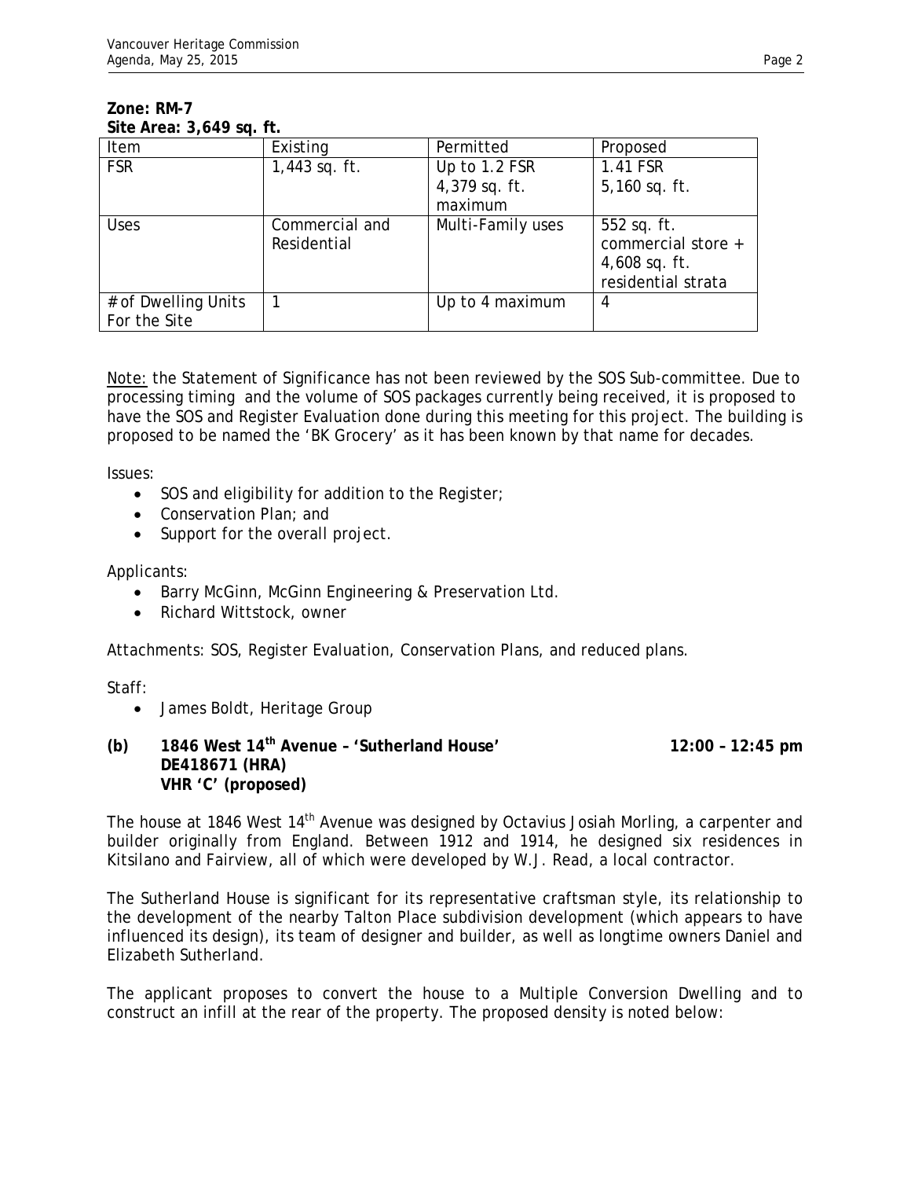**Zone: RM-7**
**Site Area: 3,649 sq. ft.**

| Item | Existing | Permitted | Proposed |
|---|---|---|---|
| FSR | 1,443 sq. ft. | Up to 1.2 FSR 4,379 sq. ft. maximum | 1.41 FSR 5,160 sq. ft. |
| Uses | Commercial and Residential | Multi-Family uses | 552 sq. ft. commercial store + 4,608 sq. ft. residential strata |
| # of Dwelling Units For the Site | 1 | Up to 4 maximum | 4 |

Note: the Statement of Significance has not been reviewed by the SOS Sub-committee. Due to processing timing and the volume of SOS packages currently being received, it is proposed to have the SOS and Register Evaluation done during this meeting for this project. The building is proposed to be named the 'BK Grocery' as it has been known by that name for decades.

Issues:

- SOS and eligibility for addition to the Register;
- Conservation Plan; and
- Support for the overall project.

Applicants:

- Barry McGinn, McGinn Engineering & Preservation Ltd.
- Richard Wittstock, owner

Attachments: SOS, Register Evaluation, Conservation Plans, and reduced plans.

Staff:

- James Boldt, Heritage Group

**(b) 1846 West 14th Avenue – 'Sutherland House' 12:00 – 12:45 pm**
**DE418671 (HRA)**
**VHR 'C' (proposed)**

The house at 1846 West 14th Avenue was designed by Octavius Josiah Morling, a carpenter and builder originally from England. Between 1912 and 1914, he designed six residences in Kitsilano and Fairview, all of which were developed by W.J. Read, a local contractor.

The Sutherland House is significant for its representative craftsman style, its relationship to the development of the nearby Talton Place subdivision development (which appears to have influenced its design), its team of designer and builder, as well as longtime owners Daniel and Elizabeth Sutherland.

The applicant proposes to convert the house to a Multiple Conversion Dwelling and to construct an infill at the rear of the property. The proposed density is noted below: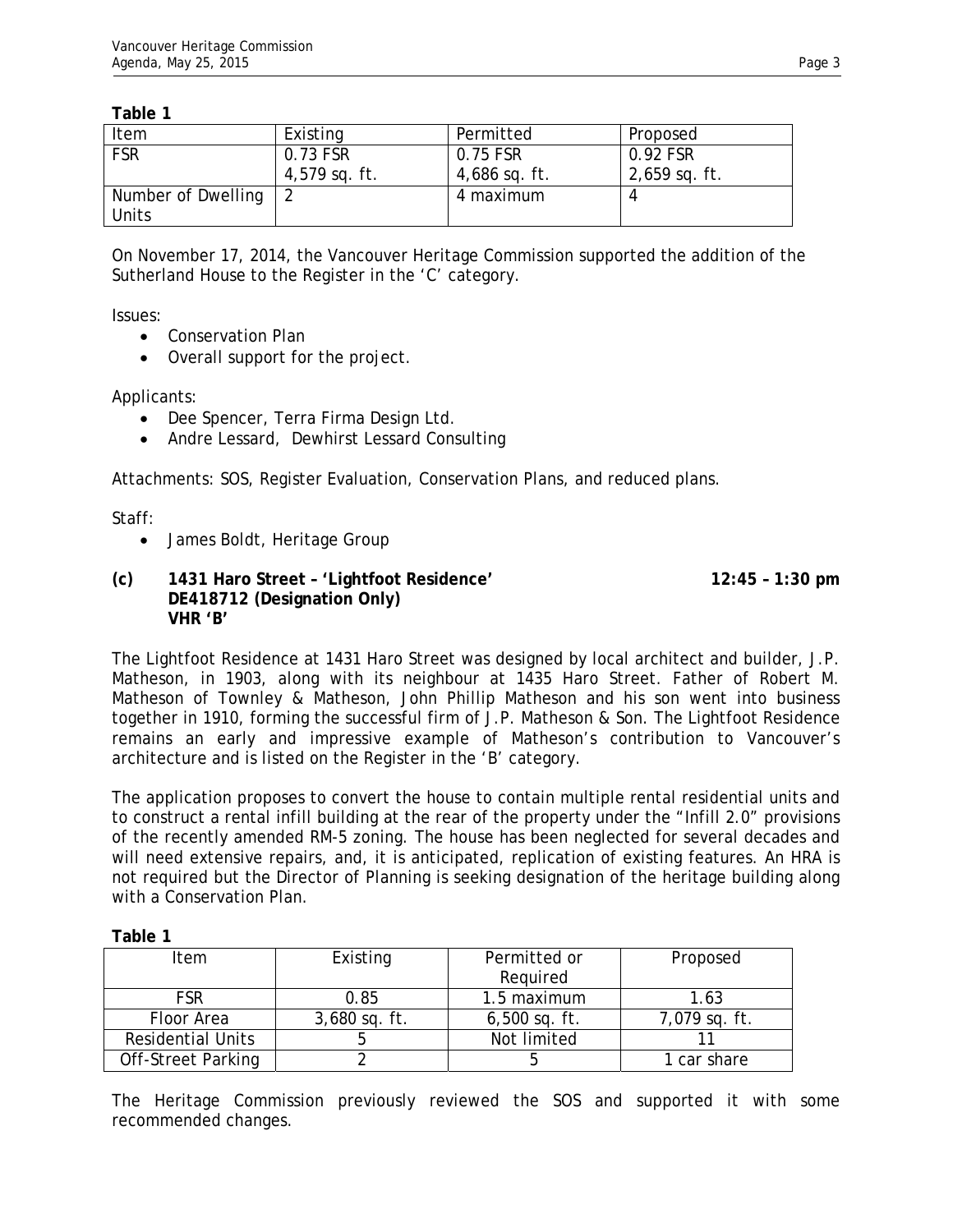**Table 1**

| Item | Existing | Permitted | Proposed |
|---|---|---|---|
| FSR | 0.73 FSR<br>4,579 sq. ft. | 0.75 FSR<br>4,686 sq. ft. | 0.92 FSR<br>2,659 sq. ft. |
| Number of Dwelling Units | 2 | 4 maximum | 4 |

On November 17, 2014, the Vancouver Heritage Commission supported the addition of the Sutherland House to the Register in the 'C' category.

Issues:

- Conservation Plan
- Overall support for the project.

Applicants:

- Dee Spencer, Terra Firma Design Ltd.
- Andre Lessard, Dewhirst Lessard Consulting

Attachments: SOS, Register Evaluation, Conservation Plans, and reduced plans.

Staff:

- James Boldt, Heritage Group

**(c) 1431 Haro Street – 'Lightfoot Residence' 12:45 – 1:30 pm**
**DE418712 (Designation Only)**
**VHR 'B'**

The Lightfoot Residence at 1431 Haro Street was designed by local architect and builder, J.P. Matheson, in 1903, along with its neighbour at 1435 Haro Street. Father of Robert M. Matheson of Townley & Matheson, John Phillip Matheson and his son went into business together in 1910, forming the successful firm of J.P. Matheson & Son. The Lightfoot Residence remains an early and impressive example of Matheson's contribution to Vancouver's architecture and is listed on the Register in the 'B' category.

The application proposes to convert the house to contain multiple rental residential units and to construct a rental infill building at the rear of the property under the "Infill 2.0" provisions of the recently amended RM-5 zoning. The house has been neglected for several decades and will need extensive repairs, and, it is anticipated, replication of existing features. An HRA is not required but the Director of Planning is seeking designation of the heritage building along with a Conservation Plan.

**Table 1**

| Item | Existing | Permitted or Required | Proposed |
|---|---|---|---|
| FSR | 0.85 | 1.5 maximum | 1.63 |
| Floor Area | 3,680 sq. ft. | 6,500 sq. ft. | 7,079 sq. ft. |
| Residential Units | 5 | Not limited | 11 |
| Off-Street Parking | 2 | 5 | 1 car share |

The Heritage Commission previously reviewed the SOS and supported it with some recommended changes.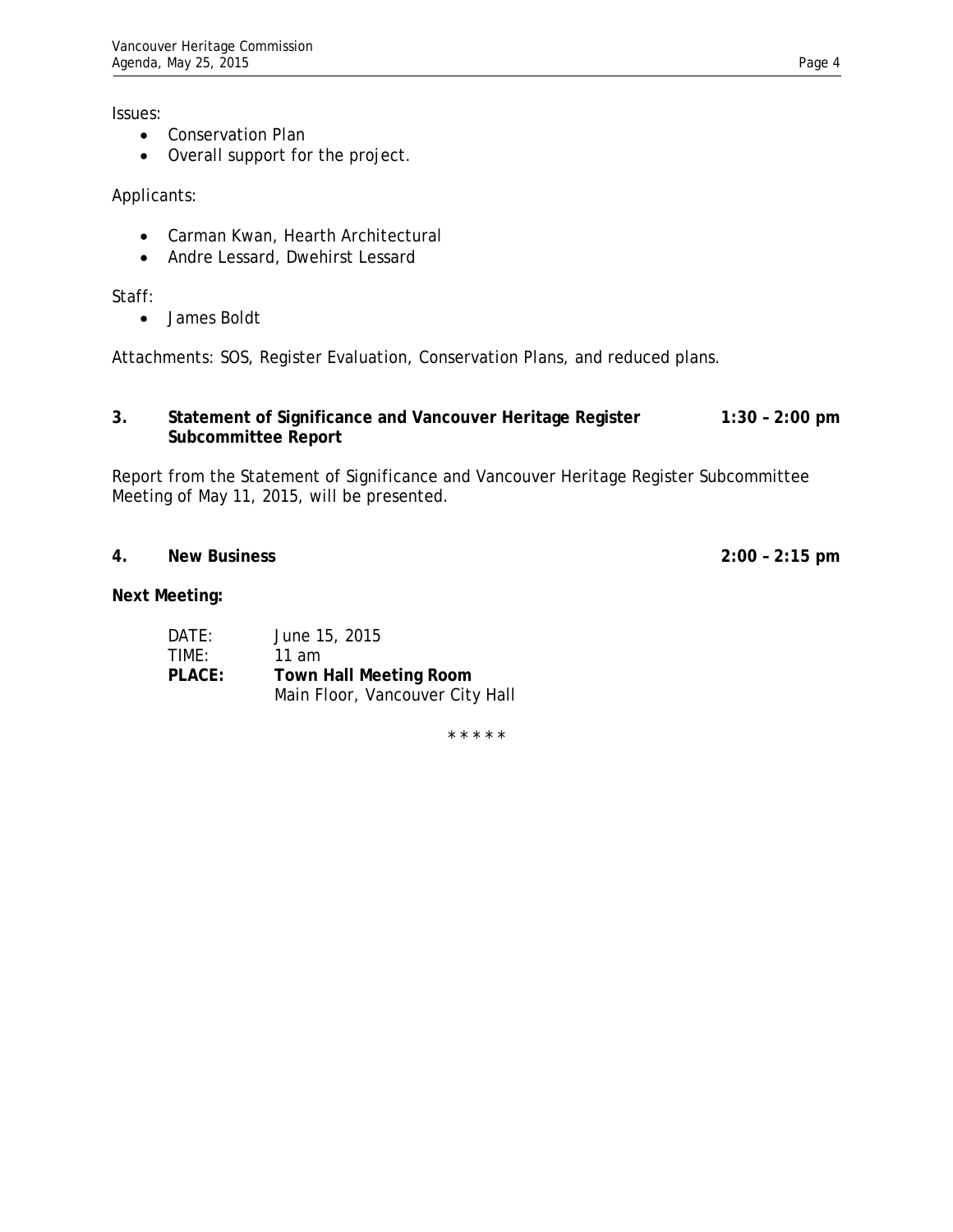Issues:

- Conservation Plan
- Overall support for the project.

Applicants:

- Carman Kwan, Hearth Architectural
- Andre Lessard, Dwehirst Lessard

Staff:

- James Boldt

Attachments: SOS, Register Evaluation, Conservation Plans, and reduced plans.

**3. Statement of Significance and Vancouver Heritage Register Subcommittee Report** **1:30 – 2:00 pm**

Report from the Statement of Significance and Vancouver Heritage Register Subcommittee Meeting of May 11, 2015, will be presented.

**4. New Business** **2:00 – 2:15 pm**

**Next Meeting:**

| | |
|---|---|
| DATE: | June 15, 2015 |
| TIME: | 11 am |
| **PLACE:** | **Town Hall Meeting Room** |
| | Main Floor, Vancouver City Hall |

\* \* \* \* \*